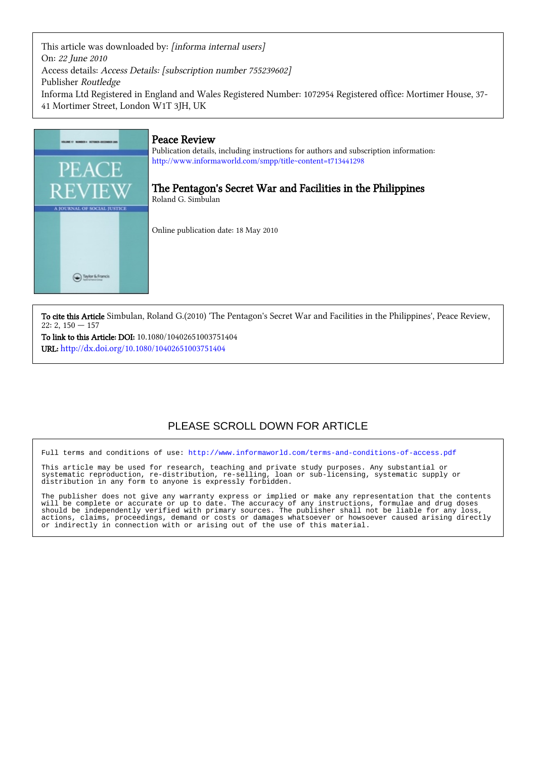This article was downloaded by: *[informa internal users]*
On: *22 June 2010*
Access details: *Access Details: [subscription number 755239602]*
Publisher *Routledge*
Informa Ltd Registered in England and Wales Registered Number: 1072954 Registered office: Mortimer House, 37-41 Mortimer Street, London W1T 3JH, UK

# Peace Review

Publication details, including instructions for authors and subscription information:
http://www.informaworld.com/smpp/title~content=t713441298

## The Pentagon's Secret War and Facilities in the Philippines

Roland G. Simbulan

Online publication date: 18 May 2010

**To cite this Article** Simbulan, Roland G.(2010) 'The Pentagon's Secret War and Facilities in the Philippines', Peace Review, 22: 2, 150 — 157

**To link to this Article: DOI:** 10.1080/10402651003751404

**URL:** http://dx.doi.org/10.1080/10402651003751404

PLEASE SCROLL DOWN FOR ARTICLE

Full terms and conditions of use: http://www.informaworld.com/terms-and-conditions-of-access.pdf

This article may be used for research, teaching and private study purposes. Any substantial or systematic reproduction, re-distribution, re-selling, loan or sub-licensing, systematic supply or distribution in any form to anyone is expressly forbidden.

The publisher does not give any warranty express or implied or make any representation that the contents will be complete or accurate or up to date. The accuracy of any instructions, formulae and drug doses should be independently verified with primary sources. The publisher shall not be liable for any loss, actions, claims, proceedings, demand or costs or damages whatsoever or howsoever caused arising directly or indirectly in connection with or arising out of the use of this material.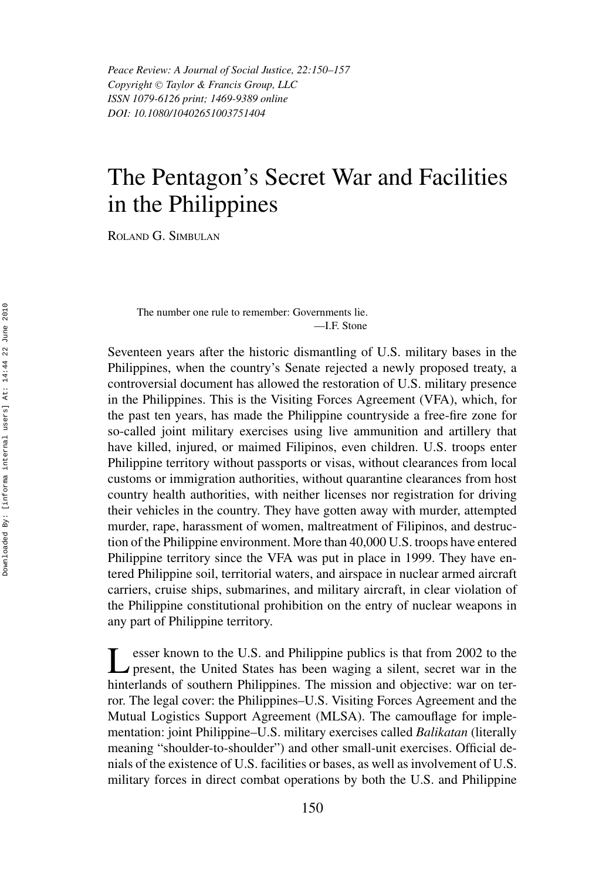*Peace Review: A Journal of Social Justice, 22:150–157*
*Copyright © Taylor & Francis Group, LLC*
*ISSN 1079-6126 print; 1469-9389 online*
*DOI: 10.1080/10402651003751404*

# The Pentagon's Secret War and Facilities in the Philippines

ROLAND G. SIMBULAN

> The number one rule to remember: Governments lie.
>
> —I.F. Stone

Seventeen years after the historic dismantling of U.S. military bases in the Philippines, when the country's Senate rejected a newly proposed treaty, a controversial document has allowed the restoration of U.S. military presence in the Philippines. This is the Visiting Forces Agreement (VFA), which, for the past ten years, has made the Philippine countryside a free-fire zone for so-called joint military exercises using live ammunition and artillery that have killed, injured, or maimed Filipinos, even children. U.S. troops enter Philippine territory without passports or visas, without clearances from local customs or immigration authorities, without quarantine clearances from host country health authorities, with neither licenses nor registration for driving their vehicles in the country. They have gotten away with murder, attempted murder, rape, harassment of women, maltreatment of Filipinos, and destruction of the Philippine environment. More than 40,000 U.S. troops have entered Philippine territory since the VFA was put in place in 1999. They have entered Philippine soil, territorial waters, and airspace in nuclear armed aircraft carriers, cruise ships, submarines, and military aircraft, in clear violation of the Philippine constitutional prohibition on the entry of nuclear weapons in any part of Philippine territory.

Lesser known to the U.S. and Philippine publics is that from 2002 to the present, the United States has been waging a silent, secret war in the hinterlands of southern Philippines. The mission and objective: war on terror. The legal cover: the Philippines–U.S. Visiting Forces Agreement and the Mutual Logistics Support Agreement (MLSA). The camouflage for implementation: joint Philippine–U.S. military exercises called *Balikatan* (literally meaning "shoulder-to-shoulder") and other small-unit exercises. Official denials of the existence of U.S. facilities or bases, as well as involvement of U.S. military forces in direct combat operations by both the U.S. and Philippine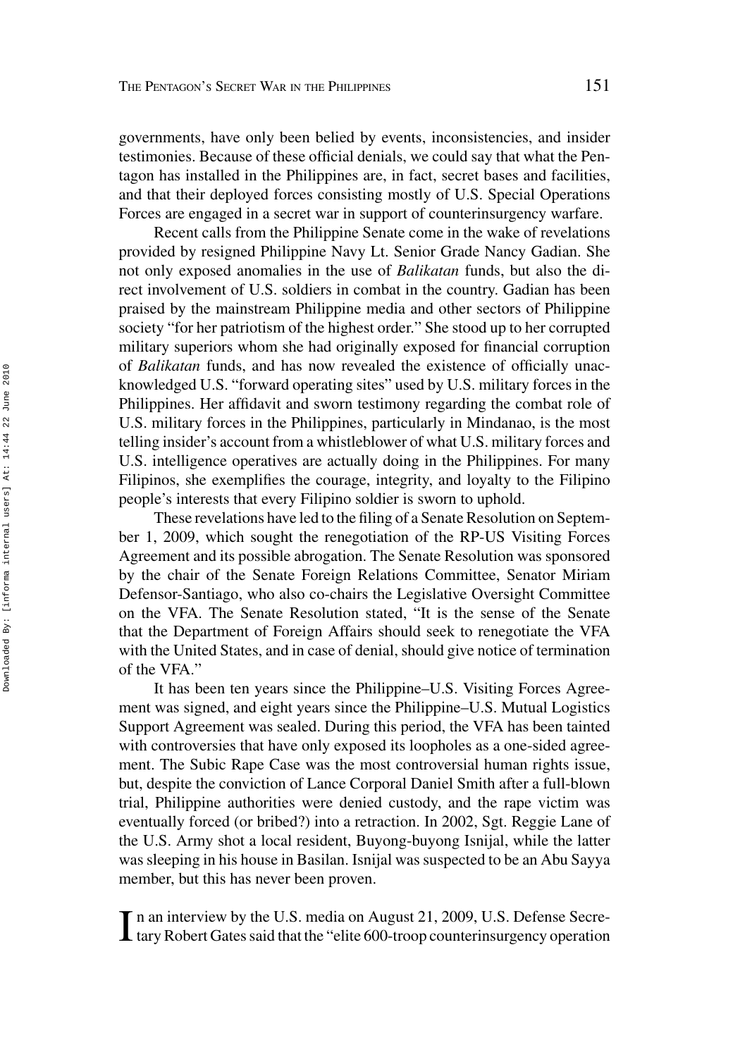governments, have only been belied by events, inconsistencies, and insider testimonies. Because of these official denials, we could say that what the Pentagon has installed in the Philippines are, in fact, secret bases and facilities, and that their deployed forces consisting mostly of U.S. Special Operations Forces are engaged in a secret war in support of counterinsurgency warfare.

Recent calls from the Philippine Senate come in the wake of revelations provided by resigned Philippine Navy Lt. Senior Grade Nancy Gadian. She not only exposed anomalies in the use of *Balikatan* funds, but also the direct involvement of U.S. soldiers in combat in the country. Gadian has been praised by the mainstream Philippine media and other sectors of Philippine society "for her patriotism of the highest order." She stood up to her corrupted military superiors whom she had originally exposed for financial corruption of *Balikatan* funds, and has now revealed the existence of officially unacknowledged U.S. "forward operating sites" used by U.S. military forces in the Philippines. Her affidavit and sworn testimony regarding the combat role of U.S. military forces in the Philippines, particularly in Mindanao, is the most telling insider's account from a whistleblower of what U.S. military forces and U.S. intelligence operatives are actually doing in the Philippines. For many Filipinos, she exemplifies the courage, integrity, and loyalty to the Filipino people's interests that every Filipino soldier is sworn to uphold.

These revelations have led to the filing of a Senate Resolution on September 1, 2009, which sought the renegotiation of the RP-US Visiting Forces Agreement and its possible abrogation. The Senate Resolution was sponsored by the chair of the Senate Foreign Relations Committee, Senator Miriam Defensor-Santiago, who also co-chairs the Legislative Oversight Committee on the VFA. The Senate Resolution stated, "It is the sense of the Senate that the Department of Foreign Affairs should seek to renegotiate the VFA with the United States, and in case of denial, should give notice of termination of the VFA."

It has been ten years since the Philippine–U.S. Visiting Forces Agreement was signed, and eight years since the Philippine–U.S. Mutual Logistics Support Agreement was sealed. During this period, the VFA has been tainted with controversies that have only exposed its loopholes as a one-sided agreement. The Subic Rape Case was the most controversial human rights issue, but, despite the conviction of Lance Corporal Daniel Smith after a full-blown trial, Philippine authorities were denied custody, and the rape victim was eventually forced (or bribed?) into a retraction. In 2002, Sgt. Reggie Lane of the U.S. Army shot a local resident, Buyong-buyong Isnijal, while the latter was sleeping in his house in Basilan. Isnijal was suspected to be an Abu Sayya member, but this has never been proven.

In an interview by the U.S. media on August 21, 2009, U.S. Defense Secretary Robert Gates said that the "elite 600-troop counterinsurgency operation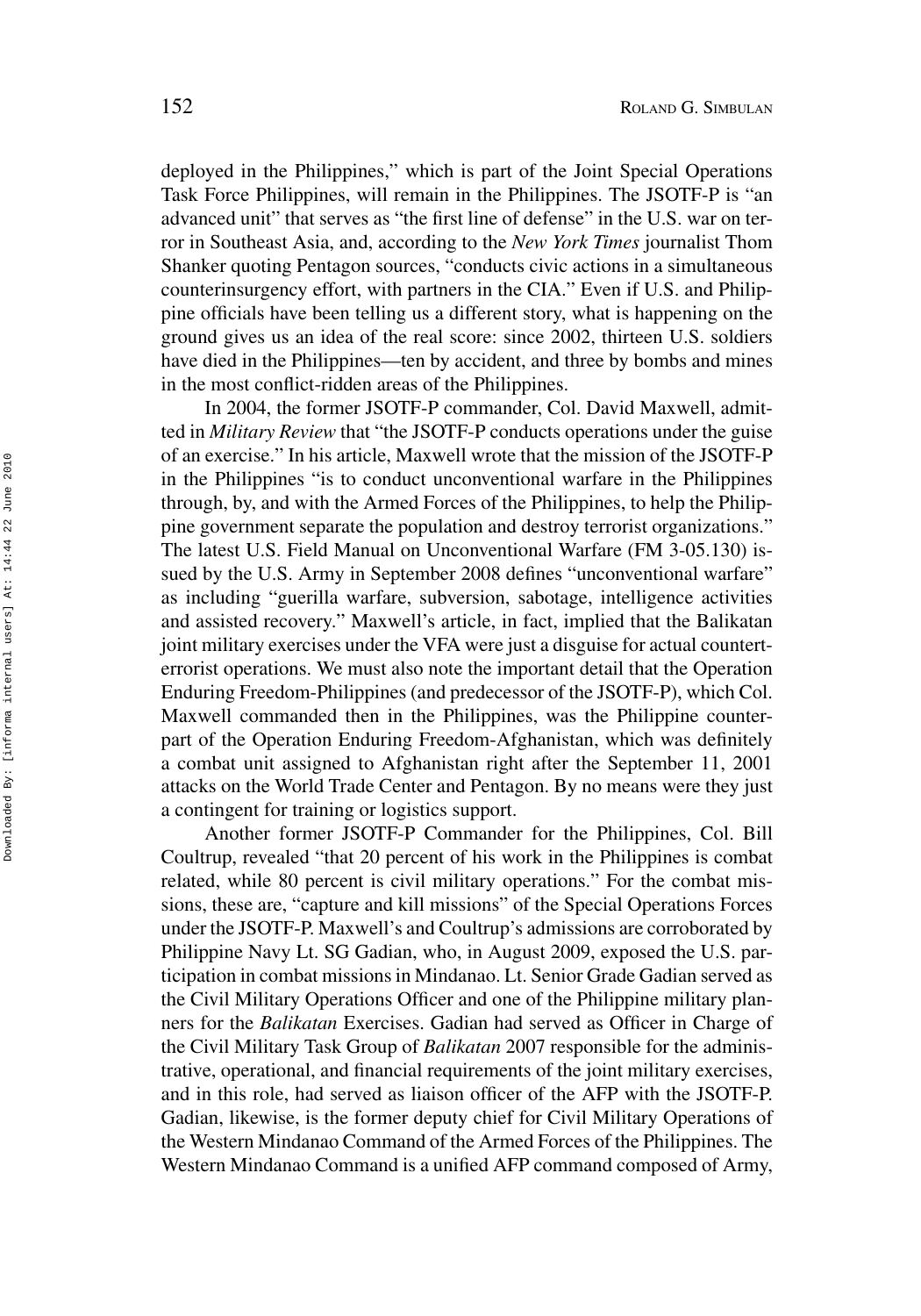deployed in the Philippines," which is part of the Joint Special Operations Task Force Philippines, will remain in the Philippines. The JSOTF-P is "an advanced unit" that serves as "the first line of defense" in the U.S. war on terror in Southeast Asia, and, according to the *New York Times* journalist Thom Shanker quoting Pentagon sources, "conducts civic actions in a simultaneous counterinsurgency effort, with partners in the CIA." Even if U.S. and Philippine officials have been telling us a different story, what is happening on the ground gives us an idea of the real score: since 2002, thirteen U.S. soldiers have died in the Philippines—ten by accident, and three by bombs and mines in the most conflict-ridden areas of the Philippines.

In 2004, the former JSOTF-P commander, Col. David Maxwell, admitted in *Military Review* that "the JSOTF-P conducts operations under the guise of an exercise." In his article, Maxwell wrote that the mission of the JSOTF-P in the Philippines "is to conduct unconventional warfare in the Philippines through, by, and with the Armed Forces of the Philippines, to help the Philippine government separate the population and destroy terrorist organizations." The latest U.S. Field Manual on Unconventional Warfare (FM 3-05.130) issued by the U.S. Army in September 2008 defines "unconventional warfare" as including "guerilla warfare, subversion, sabotage, intelligence activities and assisted recovery." Maxwell's article, in fact, implied that the Balikatan joint military exercises under the VFA were just a disguise for actual counterterrorist operations. We must also note the important detail that the Operation Enduring Freedom-Philippines (and predecessor of the JSOTF-P), which Col. Maxwell commanded then in the Philippines, was the Philippine counterpart of the Operation Enduring Freedom-Afghanistan, which was definitely a combat unit assigned to Afghanistan right after the September 11, 2001 attacks on the World Trade Center and Pentagon. By no means were they just a contingent for training or logistics support.

Another former JSOTF-P Commander for the Philippines, Col. Bill Coultrup, revealed "that 20 percent of his work in the Philippines is combat related, while 80 percent is civil military operations." For the combat missions, these are, "capture and kill missions" of the Special Operations Forces under the JSOTF-P. Maxwell's and Coultrup's admissions are corroborated by Philippine Navy Lt. SG Gadian, who, in August 2009, exposed the U.S. participation in combat missions in Mindanao. Lt. Senior Grade Gadian served as the Civil Military Operations Officer and one of the Philippine military planners for the *Balikatan* Exercises. Gadian had served as Officer in Charge of the Civil Military Task Group of *Balikatan* 2007 responsible for the administrative, operational, and financial requirements of the joint military exercises, and in this role, had served as liaison officer of the AFP with the JSOTF-P. Gadian, likewise, is the former deputy chief for Civil Military Operations of the Western Mindanao Command of the Armed Forces of the Philippines. The Western Mindanao Command is a unified AFP command composed of Army,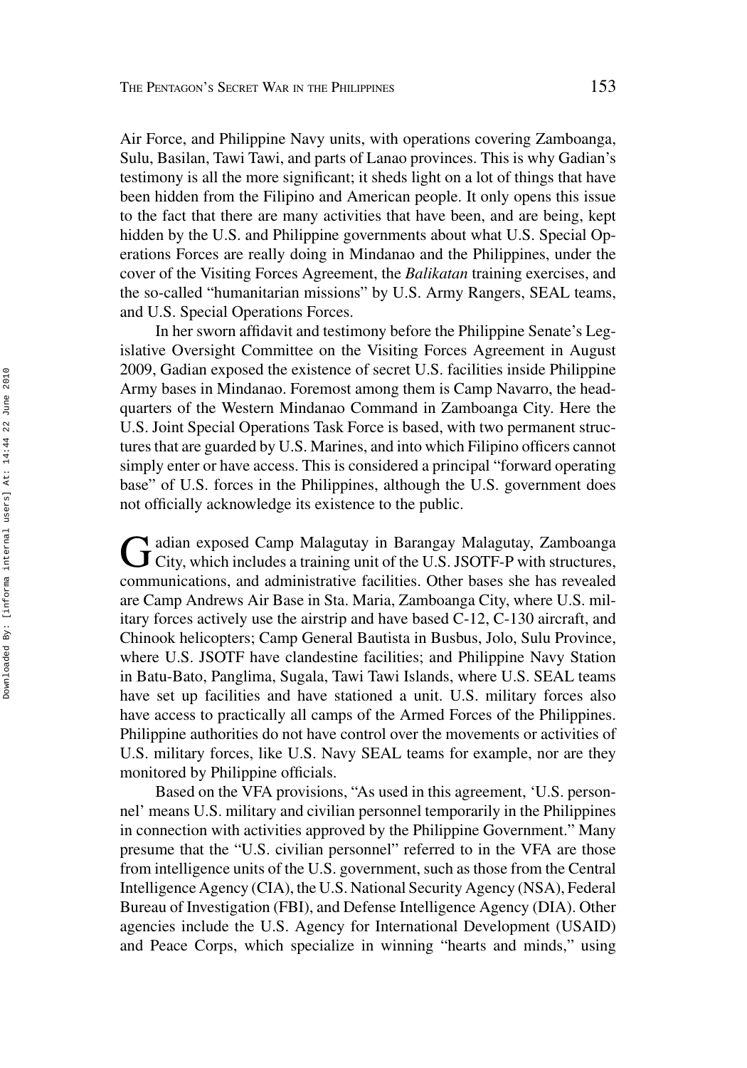Air Force, and Philippine Navy units, with operations covering Zamboanga, Sulu, Basilan, Tawi Tawi, and parts of Lanao provinces. This is why Gadian's testimony is all the more significant; it sheds light on a lot of things that have been hidden from the Filipino and American people. It only opens this issue to the fact that there are many activities that have been, and are being, kept hidden by the U.S. and Philippine governments about what U.S. Special Operations Forces are really doing in Mindanao and the Philippines, under the cover of the Visiting Forces Agreement, the *Balikatan* training exercises, and the so-called "humanitarian missions" by U.S. Army Rangers, SEAL teams, and U.S. Special Operations Forces.

In her sworn affidavit and testimony before the Philippine Senate's Legislative Oversight Committee on the Visiting Forces Agreement in August 2009, Gadian exposed the existence of secret U.S. facilities inside Philippine Army bases in Mindanao. Foremost among them is Camp Navarro, the headquarters of the Western Mindanao Command in Zamboanga City. Here the U.S. Joint Special Operations Task Force is based, with two permanent structures that are guarded by U.S. Marines, and into which Filipino officers cannot simply enter or have access. This is considered a principal "forward operating base" of U.S. forces in the Philippines, although the U.S. government does not officially acknowledge its existence to the public.

Gadian exposed Camp Malagutay in Barangay Malagutay, Zamboanga City, which includes a training unit of the U.S. JSOTF-P with structures, communications, and administrative facilities. Other bases she has revealed are Camp Andrews Air Base in Sta. Maria, Zamboanga City, where U.S. military forces actively use the airstrip and have based C-12, C-130 aircraft, and Chinook helicopters; Camp General Bautista in Busbus, Jolo, Sulu Province, where U.S. JSOTF have clandestine facilities; and Philippine Navy Station in Batu-Bato, Panglima, Sugala, Tawi Tawi Islands, where U.S. SEAL teams have set up facilities and have stationed a unit. U.S. military forces also have access to practically all camps of the Armed Forces of the Philippines. Philippine authorities do not have control over the movements or activities of U.S. military forces, like U.S. Navy SEAL teams for example, nor are they monitored by Philippine officials.

Based on the VFA provisions, "As used in this agreement, 'U.S. personnel' means U.S. military and civilian personnel temporarily in the Philippines in connection with activities approved by the Philippine Government." Many presume that the "U.S. civilian personnel" referred to in the VFA are those from intelligence units of the U.S. government, such as those from the Central Intelligence Agency (CIA), the U.S. National Security Agency (NSA), Federal Bureau of Investigation (FBI), and Defense Intelligence Agency (DIA). Other agencies include the U.S. Agency for International Development (USAID) and Peace Corps, which specialize in winning "hearts and minds," using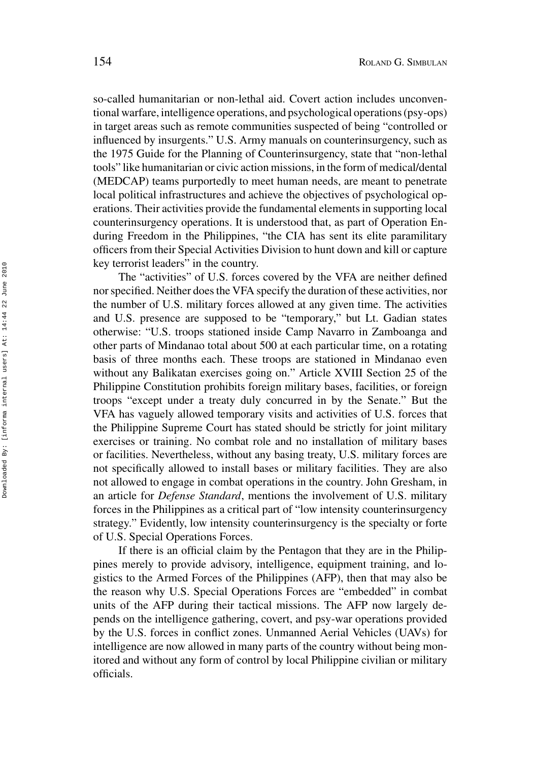so-called humanitarian or non-lethal aid. Covert action includes unconventional warfare, intelligence operations, and psychological operations (psy-ops) in target areas such as remote communities suspected of being "controlled or influenced by insurgents." U.S. Army manuals on counterinsurgency, such as the 1975 Guide for the Planning of Counterinsurgency, state that "non-lethal tools" like humanitarian or civic action missions, in the form of medical/dental (MEDCAP) teams purportedly to meet human needs, are meant to penetrate local political infrastructures and achieve the objectives of psychological operations. Their activities provide the fundamental elements in supporting local counterinsurgency operations. It is understood that, as part of Operation Enduring Freedom in the Philippines, "the CIA has sent its elite paramilitary officers from their Special Activities Division to hunt down and kill or capture key terrorist leaders" in the country.

The "activities" of U.S. forces covered by the VFA are neither defined nor specified. Neither does the VFA specify the duration of these activities, nor the number of U.S. military forces allowed at any given time. The activities and U.S. presence are supposed to be "temporary," but Lt. Gadian states otherwise: "U.S. troops stationed inside Camp Navarro in Zamboanga and other parts of Mindanao total about 500 at each particular time, on a rotating basis of three months each. These troops are stationed in Mindanao even without any Balikatan exercises going on." Article XVIII Section 25 of the Philippine Constitution prohibits foreign military bases, facilities, or foreign troops "except under a treaty duly concurred in by the Senate." But the VFA has vaguely allowed temporary visits and activities of U.S. forces that the Philippine Supreme Court has stated should be strictly for joint military exercises or training. No combat role and no installation of military bases or facilities. Nevertheless, without any basing treaty, U.S. military forces are not specifically allowed to install bases or military facilities. They are also not allowed to engage in combat operations in the country. John Gresham, in an article for *Defense Standard*, mentions the involvement of U.S. military forces in the Philippines as a critical part of "low intensity counterinsurgency strategy." Evidently, low intensity counterinsurgency is the specialty or forte of U.S. Special Operations Forces.

If there is an official claim by the Pentagon that they are in the Philippines merely to provide advisory, intelligence, equipment training, and logistics to the Armed Forces of the Philippines (AFP), then that may also be the reason why U.S. Special Operations Forces are "embedded" in combat units of the AFP during their tactical missions. The AFP now largely depends on the intelligence gathering, covert, and psy-war operations provided by the U.S. forces in conflict zones. Unmanned Aerial Vehicles (UAVs) for intelligence are now allowed in many parts of the country without being monitored and without any form of control by local Philippine civilian or military officials.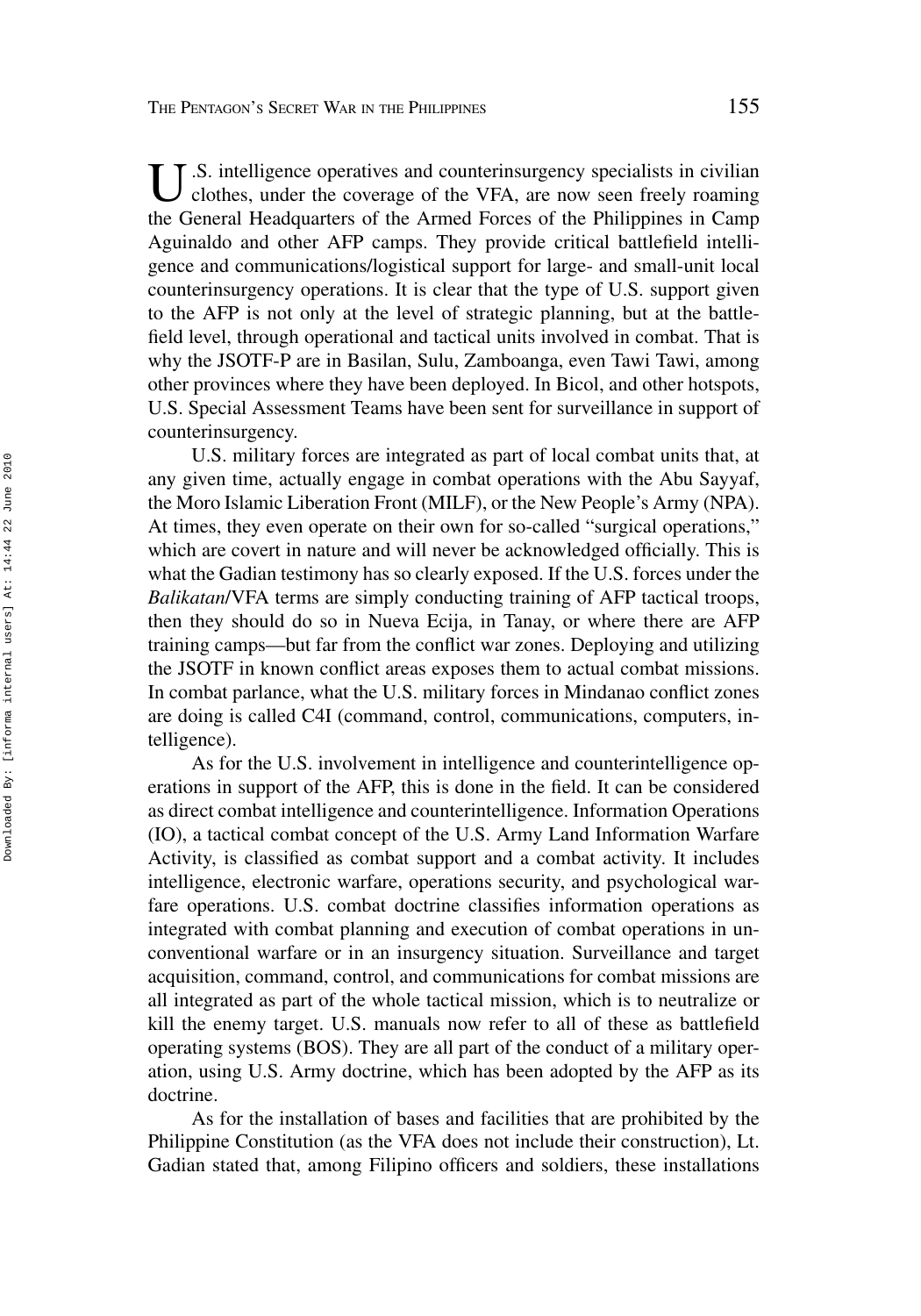U.S. intelligence operatives and counterinsurgency specialists in civilian clothes, under the coverage of the VFA, are now seen freely roaming the General Headquarters of the Armed Forces of the Philippines in Camp Aguinaldo and other AFP camps. They provide critical battlefield intelligence and communications/logistical support for large- and small-unit local counterinsurgency operations. It is clear that the type of U.S. support given to the AFP is not only at the level of strategic planning, but at the battlefield level, through operational and tactical units involved in combat. That is why the JSOTF-P are in Basilan, Sulu, Zamboanga, even Tawi Tawi, among other provinces where they have been deployed. In Bicol, and other hotspots, U.S. Special Assessment Teams have been sent for surveillance in support of counterinsurgency.

U.S. military forces are integrated as part of local combat units that, at any given time, actually engage in combat operations with the Abu Sayyaf, the Moro Islamic Liberation Front (MILF), or the New People's Army (NPA). At times, they even operate on their own for so-called "surgical operations," which are covert in nature and will never be acknowledged officially. This is what the Gadian testimony has so clearly exposed. If the U.S. forces under the *Balikatan*/VFA terms are simply conducting training of AFP tactical troops, then they should do so in Nueva Ecija, in Tanay, or where there are AFP training camps—but far from the conflict war zones. Deploying and utilizing the JSOTF in known conflict areas exposes them to actual combat missions. In combat parlance, what the U.S. military forces in Mindanao conflict zones are doing is called C4I (command, control, communications, computers, intelligence).

As for the U.S. involvement in intelligence and counterintelligence operations in support of the AFP, this is done in the field. It can be considered as direct combat intelligence and counterintelligence. Information Operations (IO), a tactical combat concept of the U.S. Army Land Information Warfare Activity, is classified as combat support and a combat activity. It includes intelligence, electronic warfare, operations security, and psychological warfare operations. U.S. combat doctrine classifies information operations as integrated with combat planning and execution of combat operations in unconventional warfare or in an insurgency situation. Surveillance and target acquisition, command, control, and communications for combat missions are all integrated as part of the whole tactical mission, which is to neutralize or kill the enemy target. U.S. manuals now refer to all of these as battlefield operating systems (BOS). They are all part of the conduct of a military operation, using U.S. Army doctrine, which has been adopted by the AFP as its doctrine.

As for the installation of bases and facilities that are prohibited by the Philippine Constitution (as the VFA does not include their construction), Lt. Gadian stated that, among Filipino officers and soldiers, these installations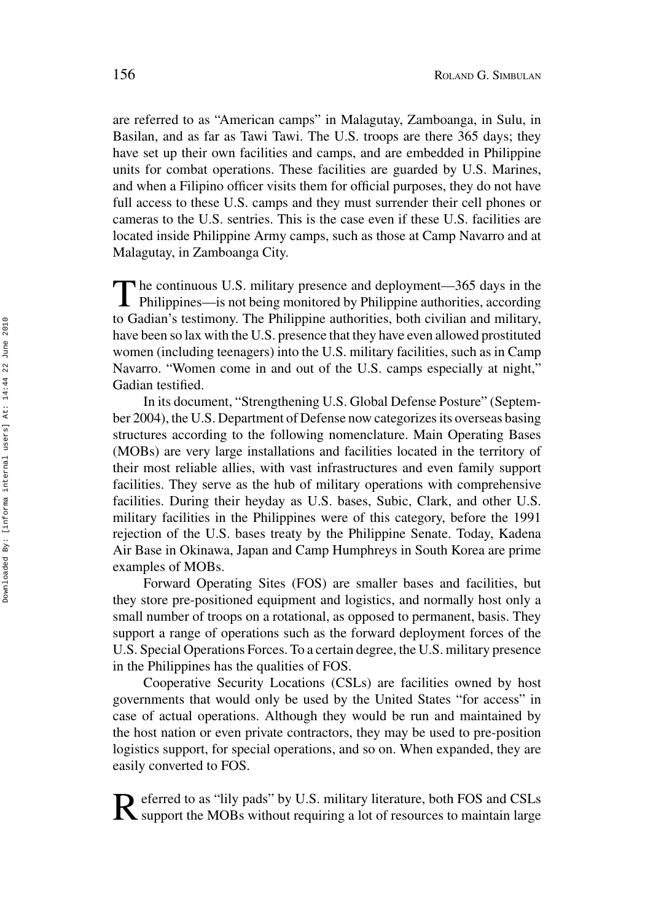are referred to as "American camps" in Malagutay, Zamboanga, in Sulu, in Basilan, and as far as Tawi Tawi. The U.S. troops are there 365 days; they have set up their own facilities and camps, and are embedded in Philippine units for combat operations. These facilities are guarded by U.S. Marines, and when a Filipino officer visits them for official purposes, they do not have full access to these U.S. camps and they must surrender their cell phones or cameras to the U.S. sentries. This is the case even if these U.S. facilities are located inside Philippine Army camps, such as those at Camp Navarro and at Malagutay, in Zamboanga City.

The continuous U.S. military presence and deployment—365 days in the Philippines—is not being monitored by Philippine authorities, according to Gadian's testimony. The Philippine authorities, both civilian and military, have been so lax with the U.S. presence that they have even allowed prostituted women (including teenagers) into the U.S. military facilities, such as in Camp Navarro. "Women come in and out of the U.S. camps especially at night," Gadian testified.

In its document, "Strengthening U.S. Global Defense Posture" (September 2004), the U.S. Department of Defense now categorizes its overseas basing structures according to the following nomenclature. Main Operating Bases (MOBs) are very large installations and facilities located in the territory of their most reliable allies, with vast infrastructures and even family support facilities. They serve as the hub of military operations with comprehensive facilities. During their heyday as U.S. bases, Subic, Clark, and other U.S. military facilities in the Philippines were of this category, before the 1991 rejection of the U.S. bases treaty by the Philippine Senate. Today, Kadena Air Base in Okinawa, Japan and Camp Humphreys in South Korea are prime examples of MOBs.

Forward Operating Sites (FOS) are smaller bases and facilities, but they store pre-positioned equipment and logistics, and normally host only a small number of troops on a rotational, as opposed to permanent, basis. They support a range of operations such as the forward deployment forces of the U.S. Special Operations Forces. To a certain degree, the U.S. military presence in the Philippines has the qualities of FOS.

Cooperative Security Locations (CSLs) are facilities owned by host governments that would only be used by the United States "for access" in case of actual operations. Although they would be run and maintained by the host nation or even private contractors, they may be used to pre-position logistics support, for special operations, and so on. When expanded, they are easily converted to FOS.

Referred to as "lily pads" by U.S. military literature, both FOS and CSLs support the MOBs without requiring a lot of resources to maintain large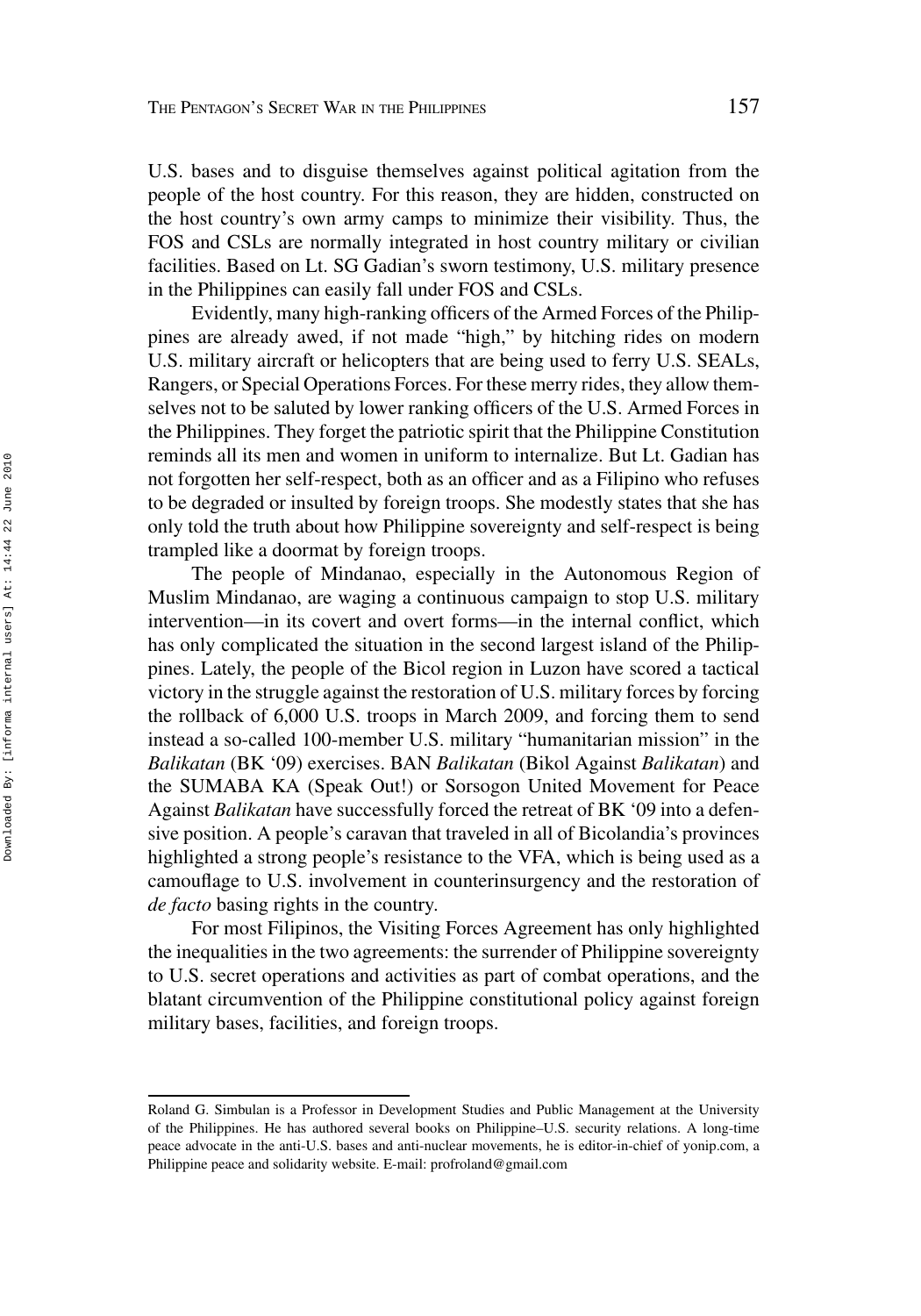U.S. bases and to disguise themselves against political agitation from the people of the host country. For this reason, they are hidden, constructed on the host country's own army camps to minimize their visibility. Thus, the FOS and CSLs are normally integrated in host country military or civilian facilities. Based on Lt. SG Gadian's sworn testimony, U.S. military presence in the Philippines can easily fall under FOS and CSLs.

Evidently, many high-ranking officers of the Armed Forces of the Philippines are already awed, if not made "high," by hitching rides on modern U.S. military aircraft or helicopters that are being used to ferry U.S. SEALs, Rangers, or Special Operations Forces. For these merry rides, they allow themselves not to be saluted by lower ranking officers of the U.S. Armed Forces in the Philippines. They forget the patriotic spirit that the Philippine Constitution reminds all its men and women in uniform to internalize. But Lt. Gadian has not forgotten her self-respect, both as an officer and as a Filipino who refuses to be degraded or insulted by foreign troops. She modestly states that she has only told the truth about how Philippine sovereignty and self-respect is being trampled like a doormat by foreign troops.

The people of Mindanao, especially in the Autonomous Region of Muslim Mindanao, are waging a continuous campaign to stop U.S. military intervention—in its covert and overt forms—in the internal conflict, which has only complicated the situation in the second largest island of the Philippines. Lately, the people of the Bicol region in Luzon have scored a tactical victory in the struggle against the restoration of U.S. military forces by forcing the rollback of 6,000 U.S. troops in March 2009, and forcing them to send instead a so-called 100-member U.S. military "humanitarian mission" in the *Balikatan* (BK '09) exercises. BAN *Balikatan* (Bikol Against *Balikatan*) and the SUMABA KA (Speak Out!) or Sorsogon United Movement for Peace Against *Balikatan* have successfully forced the retreat of BK '09 into a defensive position. A people's caravan that traveled in all of Bicolandia's provinces highlighted a strong people's resistance to the VFA, which is being used as a camouflage to U.S. involvement in counterinsurgency and the restoration of *de facto* basing rights in the country.

For most Filipinos, the Visiting Forces Agreement has only highlighted the inequalities in the two agreements: the surrender of Philippine sovereignty to U.S. secret operations and activities as part of combat operations, and the blatant circumvention of the Philippine constitutional policy against foreign military bases, facilities, and foreign troops.

---

Roland G. Simbulan is a Professor in Development Studies and Public Management at the University of the Philippines. He has authored several books on Philippine–U.S. security relations. A long-time peace advocate in the anti-U.S. bases and anti-nuclear movements, he is editor-in-chief of yonip.com, a Philippine peace and solidarity website. E-mail: profroland@gmail.com